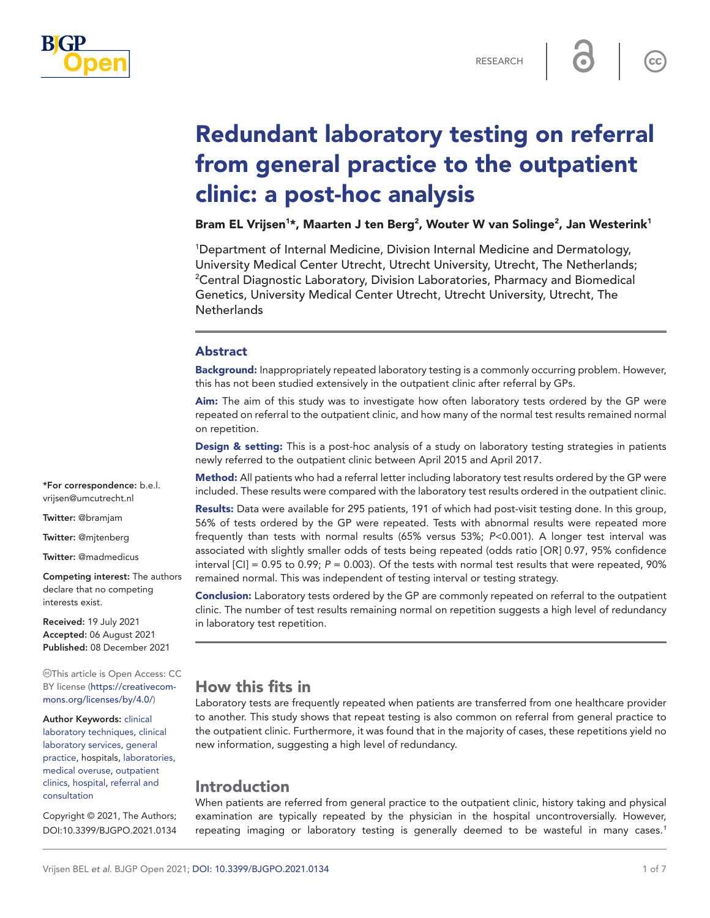RESEARCH

# Redundant laboratory testing on referral from general practice to the outpatient clinic: a post-hoc analysis

**Bram EL Vrijsen[1]*, Maarten J ten Berg[2], Wouter W van Solinge[2], Jan Westerink[1]**

[1]Department of Internal Medicine, Division Internal Medicine and Dermatology, University Medical Center Utrecht, Utrecht University, Utrecht, The Netherlands; [2]Central Diagnostic Laboratory, Division Laboratories, Pharmacy and Biomedical Genetics, University Medical Center Utrecht, Utrecht University, Utrecht, The Netherlands

## Abstract

**Background:** Inappropriately repeated laboratory testing is a commonly occurring problem. However, this has not been studied extensively in the outpatient clinic after referral by GPs.

**Aim:** The aim of this study was to investigate how often laboratory tests ordered by the GP were repeated on referral to the outpatient clinic, and how many of the normal test results remained normal on repetition.

**Design & setting:** This is a post-hoc analysis of a study on laboratory testing strategies in patients newly referred to the outpatient clinic between April 2015 and April 2017.

**Method:** All patients who had a referral letter including laboratory test results ordered by the GP were included. These results were compared with the laboratory test results ordered in the outpatient clinic.

**Results:** Data were available for 295 patients, 191 of which had post-visit testing done. In this group, 56% of tests ordered by the GP were repeated. Tests with abnormal results were repeated more frequently than tests with normal results (65% versus 53%; $P<0.001$). A longer test interval was associated with slightly smaller odds of tests being repeated (odds ratio [OR] 0.97, 95% confidence interval [CI] = 0.95 to 0.99; $P = 0.003$). Of the tests with normal test results that were repeated, 90% remained normal. This was independent of testing interval or testing strategy.

**Conclusion:** Laboratory tests ordered by the GP are commonly repeated on referral to the outpatient clinic. The number of test results remaining normal on repetition suggests a high level of redundancy in laboratory test repetition.

*For correspondence: b.e.l.vrijsen@umcutrecht.nl

Twitter: @bramjam

Twitter: @mjtenberg

Twitter: @madmedicus

**Competing interest:** The authors declare that no competing interests exist.

**Received:** 19 July 2021
**Accepted:** 06 August 2021
**Published:** 08 December 2021

This article is Open Access: CC BY license (https://creativecommons.org/licenses/by/4.0/)

**Author Keywords:** clinical laboratory techniques, clinical laboratory services, general practice, hospitals, laboratories, medical overuse, outpatient clinics, hospital, referral and consultation

Copyright © 2021, The Authors; DOI:10.3399/BJGPO.2021.0134

## How this fits in

Laboratory tests are frequently repeated when patients are transferred from one healthcare provider to another. This study shows that repeat testing is also common on referral from general practice to the outpatient clinic. Furthermore, it was found that in the majority of cases, these repetitions yield no new information, suggesting a high level of redundancy.

## Introduction

When patients are referred from general practice to the outpatient clinic, history taking and physical examination are typically repeated by the physician in the hospital uncontroversially. However, repeating imaging or laboratory testing is generally deemed to be wasteful in many cases.[1]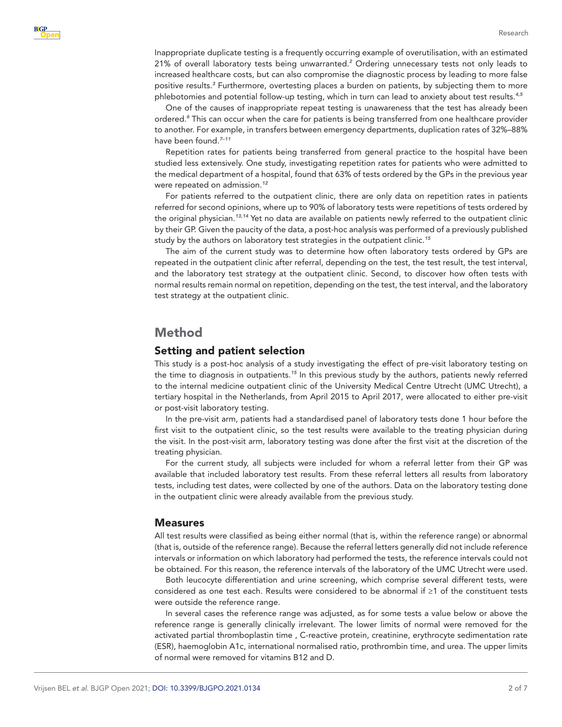Inappropriate duplicate testing is a frequently occurring example of overutilisation, with an estimated 21% of overall laboratory tests being unwarranted.[2] Ordering unnecessary tests not only leads to increased healthcare costs, but can also compromise the diagnostic process by leading to more false positive results.[3] Furthermore, overtesting places a burden on patients, by subjecting them to more phlebotomies and potential follow-up testing, which in turn can lead to anxiety about test results.[4,5]

One of the causes of inappropriate repeat testing is unawareness that the test has already been ordered.[6] This can occur when the care for patients is being transferred from one healthcare provider to another. For example, in transfers between emergency departments, duplication rates of 32%–88% have been found.[7–11]

Repetition rates for patients being transferred from general practice to the hospital have been studied less extensively. One study, investigating repetition rates for patients who were admitted to the medical department of a hospital, found that 63% of tests ordered by the GPs in the previous year were repeated on admission.[12]

For patients referred to the outpatient clinic, there are only data on repetition rates in patients referred for second opinions, where up to 90% of laboratory tests were repetitions of tests ordered by the original physician.[13,14] Yet no data are available on patients newly referred to the outpatient clinic by their GP. Given the paucity of the data, a post-hoc analysis was performed of a previously published study by the authors on laboratory test strategies in the outpatient clinic.[15]

The aim of the current study was to determine how often laboratory tests ordered by GPs are repeated in the outpatient clinic after referral, depending on the test, the test result, the test interval, and the laboratory test strategy at the outpatient clinic. Second, to discover how often tests with normal results remain normal on repetition, depending on the test, the test interval, and the laboratory test strategy at the outpatient clinic.

# Method

## Setting and patient selection

This study is a post-hoc analysis of a study investigating the effect of pre-visit laboratory testing on the time to diagnosis in outpatients.[15] In this previous study by the authors, patients newly referred to the internal medicine outpatient clinic of the University Medical Centre Utrecht (UMC Utrecht), a tertiary hospital in the Netherlands, from April 2015 to April 2017, were allocated to either pre-visit or post-visit laboratory testing.

In the pre-visit arm, patients had a standardised panel of laboratory tests done 1 hour before the first visit to the outpatient clinic, so the test results were available to the treating physician during the visit. In the post-visit arm, laboratory testing was done after the first visit at the discretion of the treating physician.

For the current study, all subjects were included for whom a referral letter from their GP was available that included laboratory test results. From these referral letters all results from laboratory tests, including test dates, were collected by one of the authors. Data on the laboratory testing done in the outpatient clinic were already available from the previous study.

## Measures

All test results were classified as being either normal (that is, within the reference range) or abnormal (that is, outside of the reference range). Because the referral letters generally did not include reference intervals or information on which laboratory had performed the tests, the reference intervals could not be obtained. For this reason, the reference intervals of the laboratory of the UMC Utrecht were used.

Both leucocyte differentiation and urine screening, which comprise several different tests, were considered as one test each. Results were considered to be abnormal if ≥1 of the constituent tests were outside the reference range.

In several cases the reference range was adjusted, as for some tests a value below or above the reference range is generally clinically irrelevant. The lower limits of normal were removed for the activated partial thromboplastin time , C-reactive protein, creatinine, erythrocyte sedimentation rate (ESR), haemoglobin A1c, international normalised ratio, prothrombin time, and urea. The upper limits of normal were removed for vitamins B12 and D.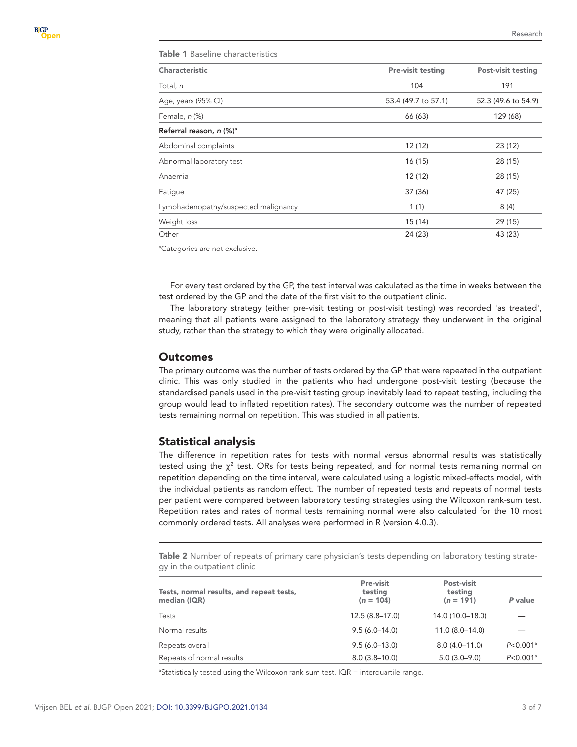**Table 1** Baseline characteristics

| Characteristic | Pre-visit testing | Post-visit testing |
|---|---|---|
| Total, *n* | 104 | 191 |
| Age, years (95% CI) | 53.4 (49.7 to 57.1) | 52.3 (49.6 to 54.9) |
| Female, *n* (%) | 66 (63) | 129 (68) |
| **Referral reason, *n* (%)**[a] | | |
| Abdominal complaints | 12 (12) | 23 (12) |
| Abnormal laboratory test | 16 (15) | 28 (15) |
| Anaemia | 12 (12) | 28 (15) |
| Fatigue | 37 (36) | 47 (25) |
| Lymphadenopathy/suspected malignancy | 1 (1) | 8 (4) |
| Weight loss | 15 (14) | 29 (15) |
| Other | 24 (23) | 43 (23) |

[a]Categories are not exclusive.

For every test ordered by the GP, the test interval was calculated as the time in weeks between the test ordered by the GP and the date of the first visit to the outpatient clinic.

The laboratory strategy (either pre-visit testing or post-visit testing) was recorded 'as treated', meaning that all patients were assigned to the laboratory strategy they underwent in the original study, rather than the strategy to which they were originally allocated.

## Outcomes

The primary outcome was the number of tests ordered by the GP that were repeated in the outpatient clinic. This was only studied in the patients who had undergone post-visit testing (because the standardised panels used in the pre-visit testing group inevitably lead to repeat testing, including the group would lead to inflated repetition rates). The secondary outcome was the number of repeated tests remaining normal on repetition. This was studied in all patients.

## Statistical analysis

The difference in repetition rates for tests with normal versus abnormal results was statistically tested using the $\chi^2$ test. ORs for tests being repeated, and for normal tests remaining normal on repetition depending on the time interval, were calculated using a logistic mixed-effects model, with the individual patients as random effect. The number of repeated tests and repeats of normal tests per patient were compared between laboratory testing strategies using the Wilcoxon rank-sum test. Repetition rates and rates of normal tests remaining normal were also calculated for the 10 most commonly ordered tests. All analyses were performed in R (version 4.0.3).

**Table 2** Number of repeats of primary care physician's tests depending on laboratory testing strategy in the outpatient clinic

| Tests, normal results, and repeat tests, median (IQR) | Pre-visit testing (*n* = 104) | Post-visit testing (*n* = 191) | *P* value |
|---|---|---|---|
| Tests | 12.5 (8.8–17.0) | 14.0 (10.0–18.0) | — |
| Normal results | 9.5 (6.0–14.0) | 11.0 (8.0–14.0) | — |
| Repeats overall | 9.5 (6.0–13.0) | 8.0 (4.0–11.0) | $P<0.001$[a] |
| Repeats of normal results | 8.0 (3.8–10.0) | 5.0 (3.0–9.0) | $P<0.001$[a] |

[a]Statistically tested using the Wilcoxon rank-sum test. IQR = interquartile range.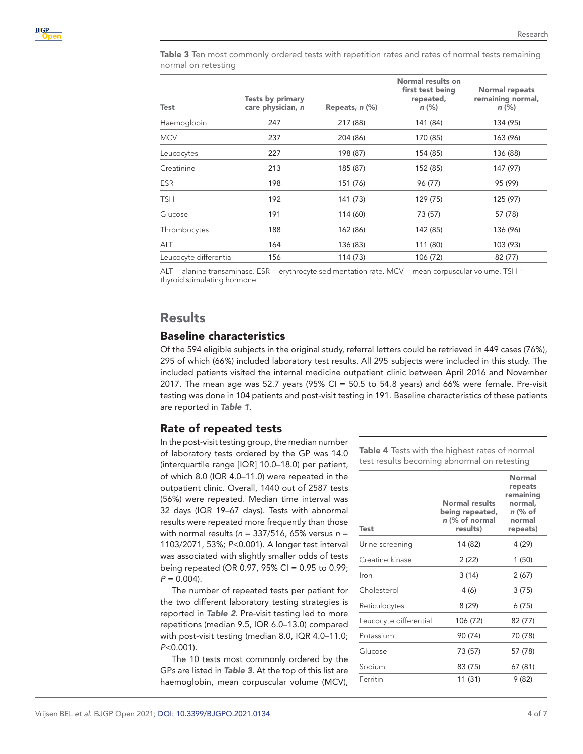**Table 3** Ten most commonly ordered tests with repetition rates and rates of normal tests remaining normal on retesting

| Test | Tests by primary care physician, *n* | Repeats, *n* (%) | Normal results on first test being repeated, *n* (%) | Normal repeats remaining normal, *n* (%) |
|---|---|---|---|---|
| Haemoglobin | 247 | 217 (88) | 141 (84) | 134 (95) |
| MCV | 237 | 204 (86) | 170 (85) | 163 (96) |
| Leucocytes | 227 | 198 (87) | 154 (85) | 136 (88) |
| Creatinine | 213 | 185 (87) | 152 (85) | 147 (97) |
| ESR | 198 | 151 (76) | 96 (77) | 95 (99) |
| TSH | 192 | 141 (73) | 129 (75) | 125 (97) |
| Glucose | 191 | 114 (60) | 73 (57) | 57 (78) |
| Thrombocytes | 188 | 162 (86) | 142 (85) | 136 (96) |
| ALT | 164 | 136 (83) | 111 (80) | 103 (93) |
| Leucocyte differential | 156 | 114 (73) | 106 (72) | 82 (77) |

ALT = alanine transaminase. ESR = erythrocyte sedimentation rate. MCV = mean corpuscular volume. TSH = thyroid stimulating hormone.

# Results

## Baseline characteristics

Of the 594 eligible subjects in the original study, referral letters could be retrieved in 449 cases (76%), 295 of which (66%) included laboratory test results. All 295 subjects were included in this study. The included patients visited the internal medicine outpatient clinic between April 2016 and November 2017. The mean age was 52.7 years (95% CI = 50.5 to 54.8 years) and 66% were female. Pre-visit testing was done in 104 patients and post-visit testing in 191. Baseline characteristics of these patients are reported in ***Table 1***.

## Rate of repeated tests

In the post-visit testing group, the median number of laboratory tests ordered by the GP was 14.0 (interquartile range [IQR] 10.0–18.0) per patient, of which 8.0 (IQR 4.0–11.0) were repeated in the outpatient clinic. Overall, 1440 out of 2587 tests (56%) were repeated. Median time interval was 32 days (IQR 19–67 days). Tests with abnormal results were repeated more frequently than those with normal results ($n$ = 337/516, 65% versus $n$ = 1103/2071, 53%; $P$<0.001). A longer test interval was associated with slightly smaller odds of tests being repeated (OR 0.97, 95% CI = 0.95 to 0.99; $P$ = 0.004).

The number of repeated tests per patient for the two different laboratory testing strategies is reported in ***Table 2***. Pre-visit testing led to more repetitions (median 9.5, IQR 6.0–13.0) compared with post-visit testing (median 8.0, IQR 4.0–11.0; $P$<0.001).

The 10 tests most commonly ordered by the GPs are listed in ***Table 3***. At the top of this list are haemoglobin, mean corpuscular volume (MCV),

**Table 4** Tests with the highest rates of normal test results becoming abnormal on retesting

| Test | Normal results being repeated, *n* (% of normal results) | Normal repeats remaining normal, *n* (% of normal repeats) |
|---|---|---|
| Urine screening | 14 (82) | 4 (29) |
| Creatine kinase | 2 (22) | 1 (50) |
| Iron | 3 (14) | 2 (67) |
| Cholesterol | 4 (6) | 3 (75) |
| Reticulocytes | 8 (29) | 6 (75) |
| Leucocyte differential | 106 (72) | 82 (77) |
| Potassium | 90 (74) | 70 (78) |
| Glucose | 73 (57) | 57 (78) |
| Sodium | 83 (75) | 67 (81) |
| Ferritin | 11 (31) | 9 (82) |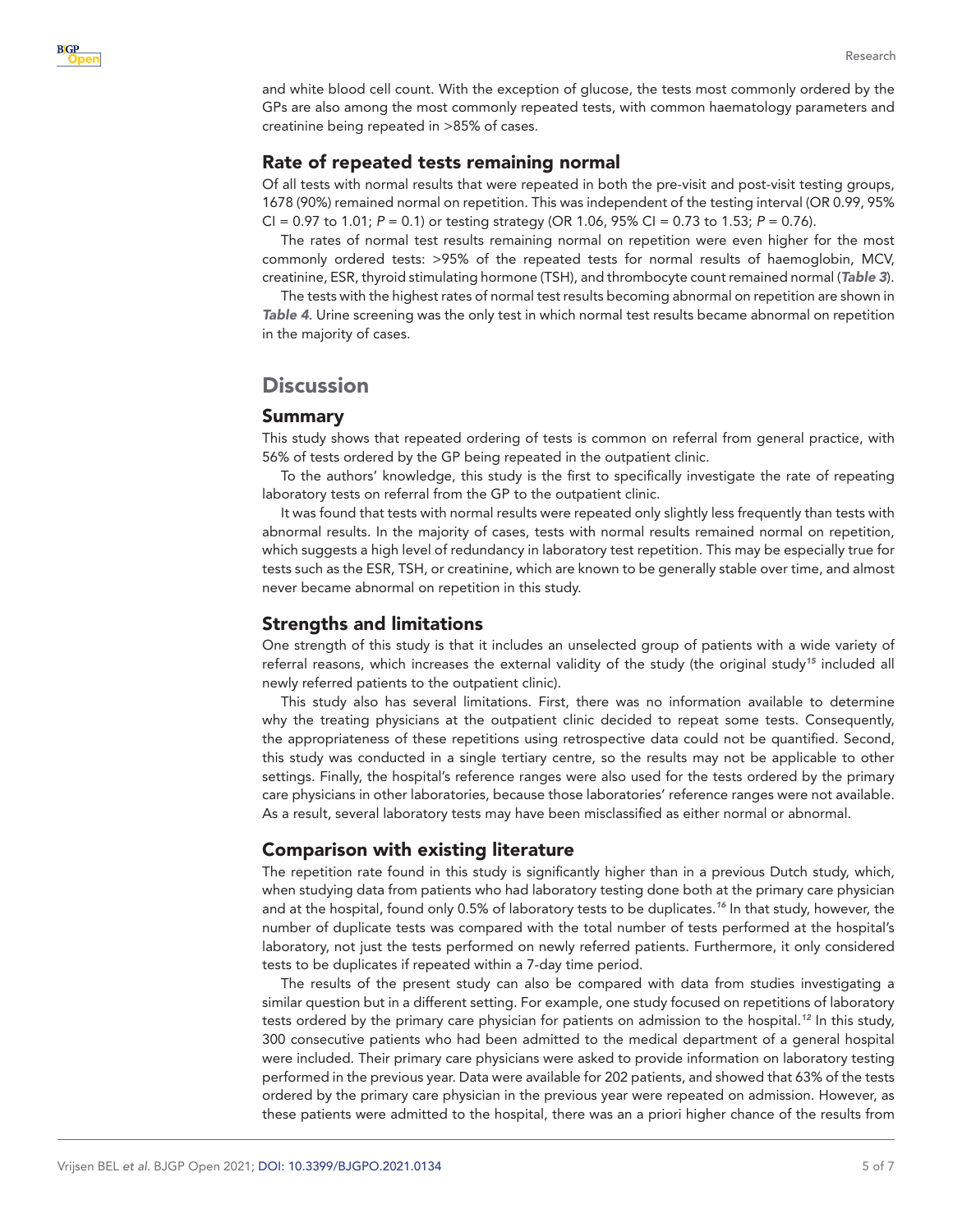and white blood cell count. With the exception of glucose, the tests most commonly ordered by the GPs are also among the most commonly repeated tests, with common haematology parameters and creatinine being repeated in >85% of cases.

### Rate of repeated tests remaining normal

Of all tests with normal results that were repeated in both the pre-visit and post-visit testing groups, 1678 (90%) remained normal on repetition. This was independent of the testing interval (OR 0.99, 95% CI = 0.97 to 1.01; *P* = 0.1) or testing strategy (OR 1.06, 95% CI = 0.73 to 1.53; *P* = 0.76).

The rates of normal test results remaining normal on repetition were even higher for the most commonly ordered tests: >95% of the repeated tests for normal results of haemoglobin, MCV, creatinine, ESR, thyroid stimulating hormone (TSH), and thrombocyte count remained normal (***Table 3***).

The tests with the highest rates of normal test results becoming abnormal on repetition are shown in ***Table 4***. Urine screening was the only test in which normal test results became abnormal on repetition in the majority of cases.

## Discussion

### Summary

This study shows that repeated ordering of tests is common on referral from general practice, with 56% of tests ordered by the GP being repeated in the outpatient clinic.

To the authors' knowledge, this study is the first to specifically investigate the rate of repeating laboratory tests on referral from the GP to the outpatient clinic.

It was found that tests with normal results were repeated only slightly less frequently than tests with abnormal results. In the majority of cases, tests with normal results remained normal on repetition, which suggests a high level of redundancy in laboratory test repetition. This may be especially true for tests such as the ESR, TSH, or creatinine, which are known to be generally stable over time, and almost never became abnormal on repetition in this study.

### Strengths and limitations

One strength of this study is that it includes an unselected group of patients with a wide variety of referral reasons, which increases the external validity of the study (the original study[15] included all newly referred patients to the outpatient clinic).

This study also has several limitations. First, there was no information available to determine why the treating physicians at the outpatient clinic decided to repeat some tests. Consequently, the appropriateness of these repetitions using retrospective data could not be quantified. Second, this study was conducted in a single tertiary centre, so the results may not be applicable to other settings. Finally, the hospital's reference ranges were also used for the tests ordered by the primary care physicians in other laboratories, because those laboratories' reference ranges were not available. As a result, several laboratory tests may have been misclassified as either normal or abnormal.

### Comparison with existing literature

The repetition rate found in this study is significantly higher than in a previous Dutch study, which, when studying data from patients who had laboratory testing done both at the primary care physician and at the hospital, found only 0.5% of laboratory tests to be duplicates.[16] In that study, however, the number of duplicate tests was compared with the total number of tests performed at the hospital's laboratory, not just the tests performed on newly referred patients. Furthermore, it only considered tests to be duplicates if repeated within a 7-day time period.

The results of the present study can also be compared with data from studies investigating a similar question but in a different setting. For example, one study focused on repetitions of laboratory tests ordered by the primary care physician for patients on admission to the hospital.[12] In this study, 300 consecutive patients who had been admitted to the medical department of a general hospital were included. Their primary care physicians were asked to provide information on laboratory testing performed in the previous year. Data were available for 202 patients, and showed that 63% of the tests ordered by the primary care physician in the previous year were repeated on admission. However, as these patients were admitted to the hospital, there was an a priori higher chance of the results from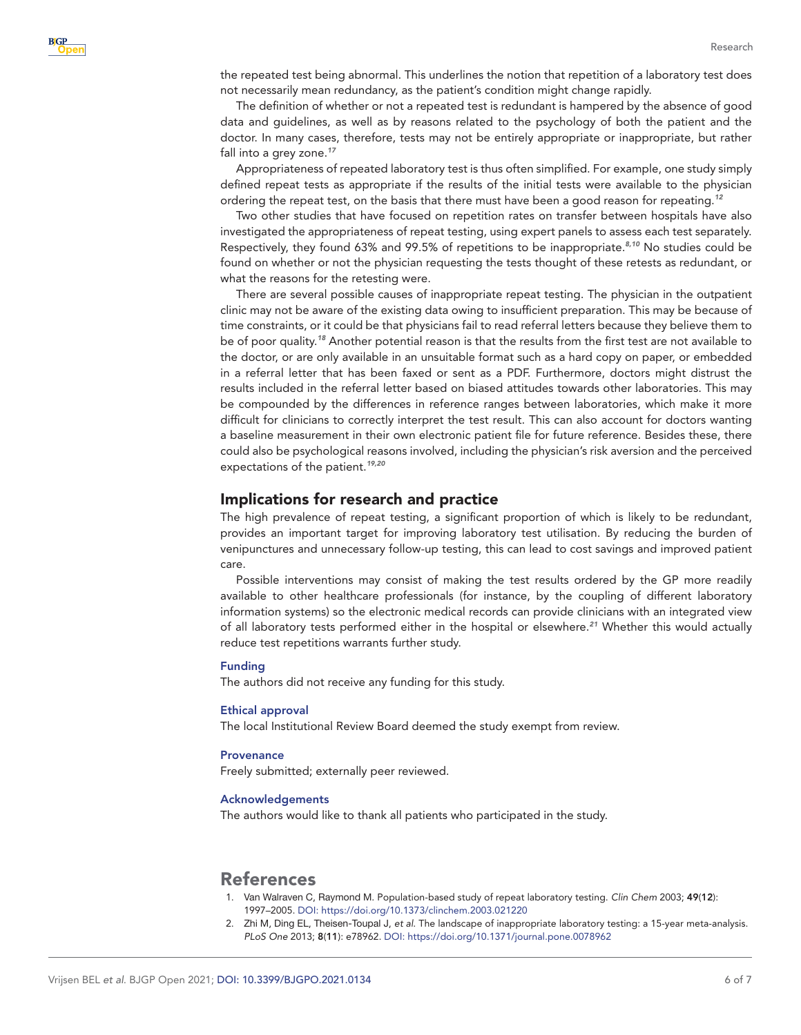the repeated test being abnormal. This underlines the notion that repetition of a laboratory test does not necessarily mean redundancy, as the patient's condition might change rapidly.

The definition of whether or not a repeated test is redundant is hampered by the absence of good data and guidelines, as well as by reasons related to the psychology of both the patient and the doctor. In many cases, therefore, tests may not be entirely appropriate or inappropriate, but rather fall into a grey zone.[17]

Appropriateness of repeated laboratory test is thus often simplified. For example, one study simply defined repeat tests as appropriate if the results of the initial tests were available to the physician ordering the repeat test, on the basis that there must have been a good reason for repeating.[12]

Two other studies that have focused on repetition rates on transfer between hospitals have also investigated the appropriateness of repeat testing, using expert panels to assess each test separately. Respectively, they found 63% and 99.5% of repetitions to be inappropriate.[8,10] No studies could be found on whether or not the physician requesting the tests thought of these retests as redundant, or what the reasons for the retesting were.

There are several possible causes of inappropriate repeat testing. The physician in the outpatient clinic may not be aware of the existing data owing to insufficient preparation. This may be because of time constraints, or it could be that physicians fail to read referral letters because they believe them to be of poor quality.[18] Another potential reason is that the results from the first test are not available to the doctor, or are only available in an unsuitable format such as a hard copy on paper, or embedded in a referral letter that has been faxed or sent as a PDF. Furthermore, doctors might distrust the results included in the referral letter based on biased attitudes towards other laboratories. This may be compounded by the differences in reference ranges between laboratories, which make it more difficult for clinicians to correctly interpret the test result. This can also account for doctors wanting a baseline measurement in their own electronic patient file for future reference. Besides these, there could also be psychological reasons involved, including the physician's risk aversion and the perceived expectations of the patient.[19,20]

## Implications for research and practice

The high prevalence of repeat testing, a significant proportion of which is likely to be redundant, provides an important target for improving laboratory test utilisation. By reducing the burden of venipunctures and unnecessary follow-up testing, this can lead to cost savings and improved patient care.

Possible interventions may consist of making the test results ordered by the GP more readily available to other healthcare professionals (for instance, by the coupling of different laboratory information systems) so the electronic medical records can provide clinicians with an integrated view of all laboratory tests performed either in the hospital or elsewhere.[21] Whether this would actually reduce test repetitions warrants further study.

### Funding

The authors did not receive any funding for this study.

### Ethical approval

The local Institutional Review Board deemed the study exempt from review.

### Provenance

Freely submitted; externally peer reviewed.

### Acknowledgements

The authors would like to thank all patients who participated in the study.

## References

1. Van Walraven C, Raymond M. Population-based study of repeat laboratory testing. *Clin Chem* 2003; **49**(**12**): 1997–2005. DOI: https://doi.org/10.1373/clinchem.2003.021220
2. Zhi M, Ding EL, Theisen-Toupal J, *et al.* The landscape of inappropriate laboratory testing: a 15-year meta-analysis. *PLoS One* 2013; **8**(**11**): e78962. DOI: https://doi.org/10.1371/journal.pone.0078962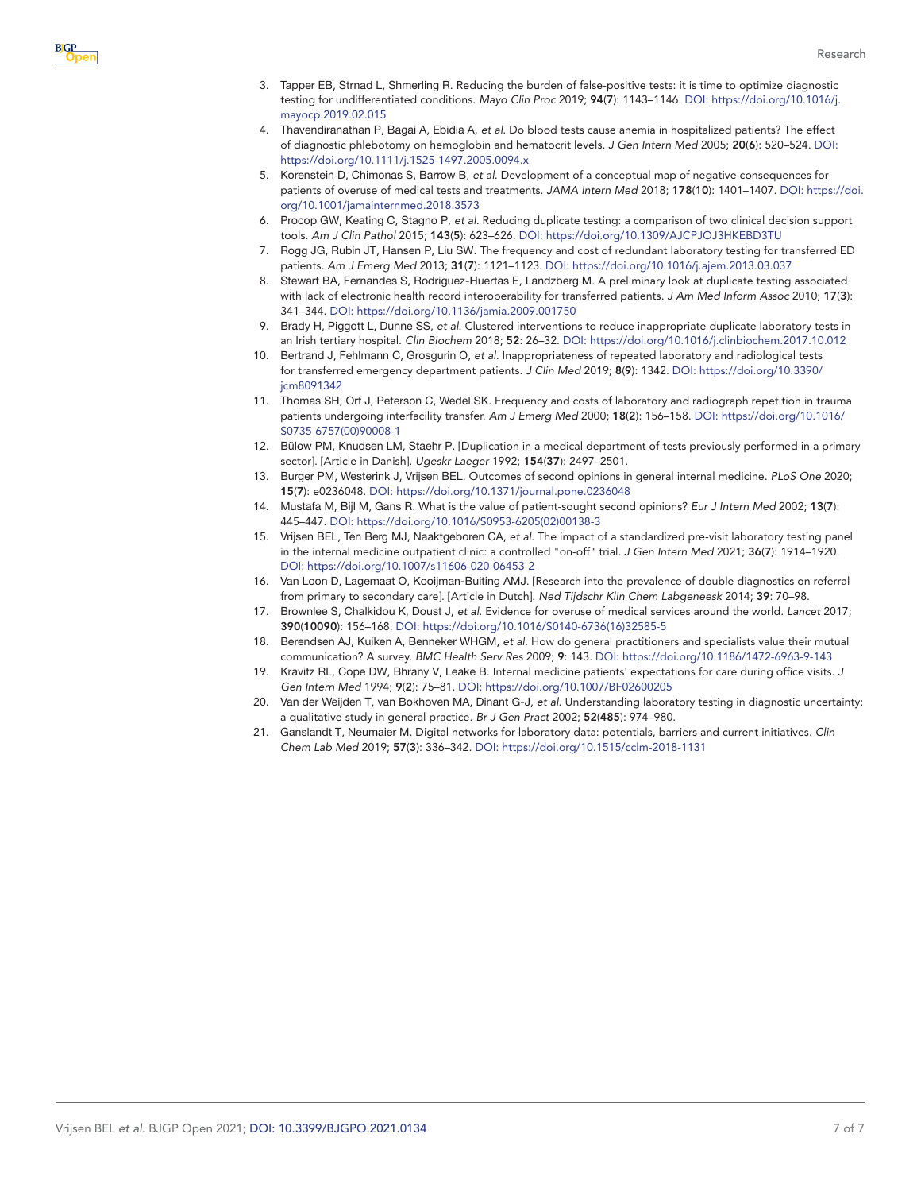3. Tapper EB, Strnad L, Shmerling R. Reducing the burden of false-positive tests: it is time to optimize diagnostic testing for undifferentiated conditions. *Mayo Clin Proc* 2019; **94**(**7**): 1143–1146. DOI: https://doi.org/10.1016/j.mayocp.2019.02.015
4. Thavendiranathan P, Bagai A, Ebidia A, *et al*. Do blood tests cause anemia in hospitalized patients? The effect of diagnostic phlebotomy on hemoglobin and hematocrit levels. *J Gen Intern Med* 2005; **20**(**6**): 520–524. DOI: https://doi.org/10.1111/j.1525-1497.2005.0094.x
5. Korenstein D, Chimonas S, Barrow B, *et al*. Development of a conceptual map of negative consequences for patients of overuse of medical tests and treatments. *JAMA Intern Med* 2018; **178**(**10**): 1401–1407. DOI: https://doi.org/10.1001/jamainternmed.2018.3573
6. Procop GW, Keating C, Stagno P, *et al*. Reducing duplicate testing: a comparison of two clinical decision support tools. *Am J Clin Pathol* 2015; **143**(**5**): 623–626. DOI: https://doi.org/10.1309/AJCPJOJ3HKEBD3TU
7. Rogg JG, Rubin JT, Hansen P, Liu SW. The frequency and cost of redundant laboratory testing for transferred ED patients. *Am J Emerg Med* 2013; **31**(**7**): 1121–1123. DOI: https://doi.org/10.1016/j.ajem.2013.03.037
8. Stewart BA, Fernandes S, Rodriguez-Huertas E, Landzberg M. A preliminary look at duplicate testing associated with lack of electronic health record interoperability for transferred patients. *J Am Med Inform Assoc* 2010; **17**(**3**): 341–344. DOI: https://doi.org/10.1136/jamia.2009.001750
9. Brady H, Piggott L, Dunne SS, *et al*. Clustered interventions to reduce inappropriate duplicate laboratory tests in an Irish tertiary hospital. *Clin Biochem* 2018; **52**: 26–32. DOI: https://doi.org/10.1016/j.clinbiochem.2017.10.012
10. Bertrand J, Fehlmann C, Grosgurin O, *et al*. Inappropriateness of repeated laboratory and radiological tests for transferred emergency department patients. *J Clin Med* 2019; **8**(**9**): 1342. DOI: https://doi.org/10.3390/jcm8091342
11. Thomas SH, Orf J, Peterson C, Wedel SK. Frequency and costs of laboratory and radiograph repetition in trauma patients undergoing interfacility transfer. *Am J Emerg Med* 2000; **18**(**2**): 156–158. DOI: https://doi.org/10.1016/S0735-6757(00)90008-1
12. Bülow PM, Knudsen LM, Staehr P. [Duplication in a medical department of tests previously performed in a primary sector]. [Article in Danish]. *Ugeskr Laeger* 1992; **154**(**37**): 2497–2501.
13. Burger PM, Westerink J, Vrijsen BEL. Outcomes of second opinions in general internal medicine. *PLoS One* 2020; **15**(**7**): e0236048. DOI: https://doi.org/10.1371/journal.pone.0236048
14. Mustafa M, Bijl M, Gans R. What is the value of patient-sought second opinions? *Eur J Intern Med* 2002; **13**(**7**): 445–447. DOI: https://doi.org/10.1016/S0953-6205(02)00138-3
15. Vrijsen BEL, Ten Berg MJ, Naaktgeboren CA, *et al*. The impact of a standardized pre-visit laboratory testing panel in the internal medicine outpatient clinic: a controlled "on-off" trial. *J Gen Intern Med* 2021; **36**(**7**): 1914–1920. DOI: https://doi.org/10.1007/s11606-020-06453-2
16. Van Loon D, Lagemaat O, Kooijman-Buiting AMJ. [Research into the prevalence of double diagnostics on referral from primary to secondary care]. [Article in Dutch]. *Ned Tijdschr Klin Chem Labgeneesk* 2014; **39**: 70–98.
17. Brownlee S, Chalkidou K, Doust J, *et al.* Evidence for overuse of medical services around the world. *Lancet* 2017; **390**(**10090**): 156–168. DOI: https://doi.org/10.1016/S0140-6736(16)32585-5
18. Berendsen AJ, Kuiken A, Benneker WHGM, *et al*. How do general practitioners and specialists value their mutual communication? A survey. *BMC Health Serv Res* 2009; **9**: 143. DOI: https://doi.org/10.1186/1472-6963-9-143
19. Kravitz RL, Cope DW, Bhrany V, Leake B. Internal medicine patients' expectations for care during office visits. *J Gen Intern Med* 1994; **9**(**2**): 75–81. DOI: https://doi.org/10.1007/BF02600205
20. Van der Weijden T, van Bokhoven MA, Dinant G-J, *et al*. Understanding laboratory testing in diagnostic uncertainty: a qualitative study in general practice. *Br J Gen Pract* 2002; **52**(**485**): 974–980.
21. Ganslandt T, Neumaier M. Digital networks for laboratory data: potentials, barriers and current initiatives. *Clin Chem Lab Med* 2019; **57**(**3**): 336–342. DOI: https://doi.org/10.1515/cclm-2018-1131